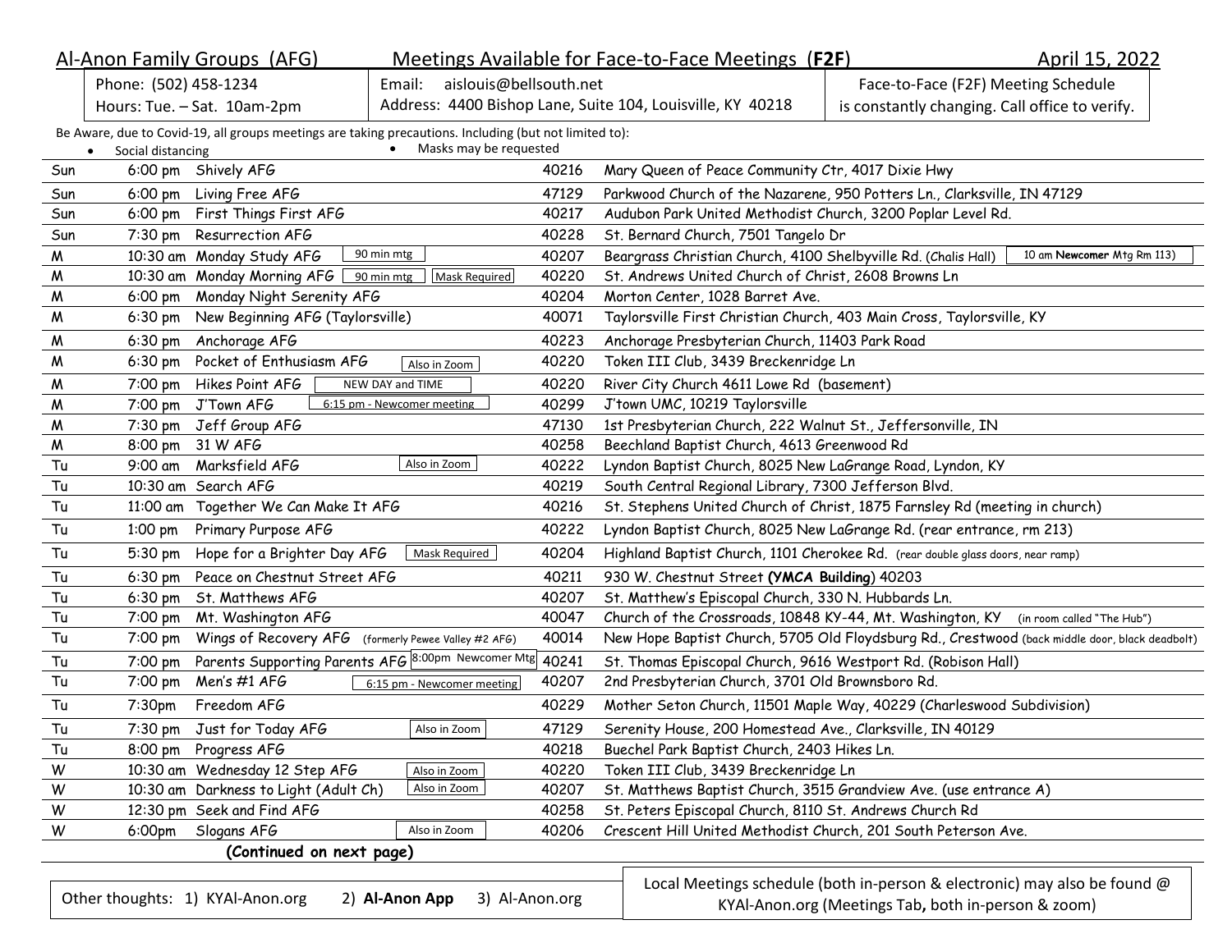# Al-Anon Family Groups (AFG) — Meetings Available for Face-to-Face Meetings (**F2F**) — April 15, 2022

| Phone: (502) 458-1234<br>Hours: Tue. – Sat. 10am-2pm | Email: aislouis@bellsouth.net<br>Address: 4400 Bishop Lane, Suite 104, Louisville, KY 40218 | Face-to-Face (F2F) Meeting Schedule is constantly changing. Call office to verify. |
|---|---|---|

Be Aware, due to Covid-19, all groups meetings are taking precautions. Including (but not limited to):

- Social distancing
- Masks may be requested

| Day | Time | Group | Notes | Zip | Location |
|---|---|---|---|---|---|
| Sun | 6:00 pm | Shively AFG | | 40216 | Mary Queen of Peace Community Ctr, 4017 Dixie Hwy |
| Sun | 6:00 pm | Living Free AFG | | 47129 | Parkwood Church of the Nazarene, 950 Potters Ln., Clarksville, IN 47129 |
| Sun | 6:00 pm | First Things First AFG | | 40217 | Audubon Park United Methodist Church, 3200 Poplar Level Rd. |
| Sun | 7:30 pm | Resurrection AFG | | 40228 | St. Bernard Church, 7501 Tangelo Dr |
| M | 10:30 am | Monday Study AFG | 90 min mtg | 40207 | Beargrass Christian Church, 4100 Shelbyville Rd. (Chalis Hall) — 10 am **Newcomer** Mtg Rm 113) |
| M | 10:30 am | Monday Morning AFG | 90 min mtg; Mask Required | 40220 | St. Andrews United Church of Christ, 2608 Browns Ln |
| M | 6:00 pm | Monday Night Serenity AFG | | 40204 | Morton Center, 1028 Barret Ave. |
| M | 6:30 pm | New Beginning AFG (Taylorsville) | | 40071 | Taylorsville First Christian Church, 403 Main Cross, Taylorsville, KY |
| M | 6:30 pm | Anchorage AFG | | 40223 | Anchorage Presbyterian Church, 11403 Park Road |
| M | 6:30 pm | Pocket of Enthusiasm AFG | Also in Zoom | 40220 | Token III Club, 3439 Breckenridge Ln |
| M | 7:00 pm | Hikes Point AFG | NEW DAY and TIME | 40220 | River City Church 4611 Lowe Rd (basement) |
| M | 7:00 pm | J'Town AFG | 6:15 pm - Newcomer meeting | 40299 | J'town UMC, 10219 Taylorsville |
| M | 7:30 pm | Jeff Group AFG | | 47130 | 1st Presbyterian Church, 222 Walnut St., Jeffersonville, IN |
| M | 8:00 pm | 31 W AFG | | 40258 | Beechland Baptist Church, 4613 Greenwood Rd |
| Tu | 9:00 am | Marksfield AFG | Also in Zoom | 40222 | Lyndon Baptist Church, 8025 New LaGrange Road, Lyndon, KY |
| Tu | 10:30 am | Search AFG | | 40219 | South Central Regional Library, 7300 Jefferson Blvd. |
| Tu | 11:00 am | Together We Can Make It AFG | | 40216 | St. Stephens United Church of Christ, 1875 Farnsley Rd (meeting in church) |
| Tu | 1:00 pm | Primary Purpose AFG | | 40222 | Lyndon Baptist Church, 8025 New LaGrange Rd. (rear entrance, rm 213) |
| Tu | 5:30 pm | Hope for a Brighter Day AFG | Mask Required | 40204 | Highland Baptist Church, 1101 Cherokee Rd. (rear double glass doors, near ramp) |
| Tu | 6:30 pm | Peace on Chestnut Street AFG | | 40211 | 930 W. Chestnut Street **(YMCA Building)** 40203 |
| Tu | 6:30 pm | St. Matthews AFG | | 40207 | St. Matthew's Episcopal Church, 330 N. Hubbards Ln. |
| Tu | 7:00 pm | Mt. Washington AFG | | 40047 | Church of the Crossroads, 10848 KY-44, Mt. Washington, KY (in room called "The Hub") |
| Tu | 7:00 pm | Wings of Recovery AFG (formerly Pewee Valley #2 AFG) | | 40014 | New Hope Baptist Church, 5705 Old Floydsburg Rd., Crestwood (back middle door, black deadbolt) |
| Tu | 7:00 pm | Parents Supporting Parents AFG | 8:00pm Newcomer Mtg | 40241 | St. Thomas Episcopal Church, 9616 Westport Rd. (Robison Hall) |
| Tu | 7:00 pm | Men's #1 AFG | 6:15 pm - Newcomer meeting | 40207 | 2nd Presbyterian Church, 3701 Old Brownsboro Rd. |
| Tu | 7:30pm | Freedom AFG | | 40229 | Mother Seton Church, 11501 Maple Way, 40229 (Charleswood Subdivision) |
| Tu | 7:30 pm | Just for Today AFG | Also in Zoom | 47129 | Serenity House, 200 Homestead Ave., Clarksville, IN 40129 |
| Tu | 8:00 pm | Progress AFG | | 40218 | Buechel Park Baptist Church, 2403 Hikes Ln. |
| W | 10:30 am | Wednesday 12 Step AFG | Also in Zoom | 40220 | Token III Club, 3439 Breckenridge Ln |
| W | 10:30 am | Darkness to Light (Adult Ch) | Also in Zoom | 40207 | St. Matthews Baptist Church, 3515 Grandview Ave. (use entrance A) |
| W | 12:30 pm | Seek and Find AFG | | 40258 | St. Peters Episcopal Church, 8110 St. Andrews Church Rd |
| W | 6:00pm | Slogans AFG | Also in Zoom | 40206 | Crescent Hill United Methodist Church, 201 South Peterson Ave. |

**(Continued on next page)**

Other thoughts: 1) KYAl-Anon.org 2) **Al-Anon App** 3) Al-Anon.org

Local Meetings schedule (both in-person & electronic) may also be found @ KYAl-Anon.org (Meetings Tab**,** both in-person & zoom)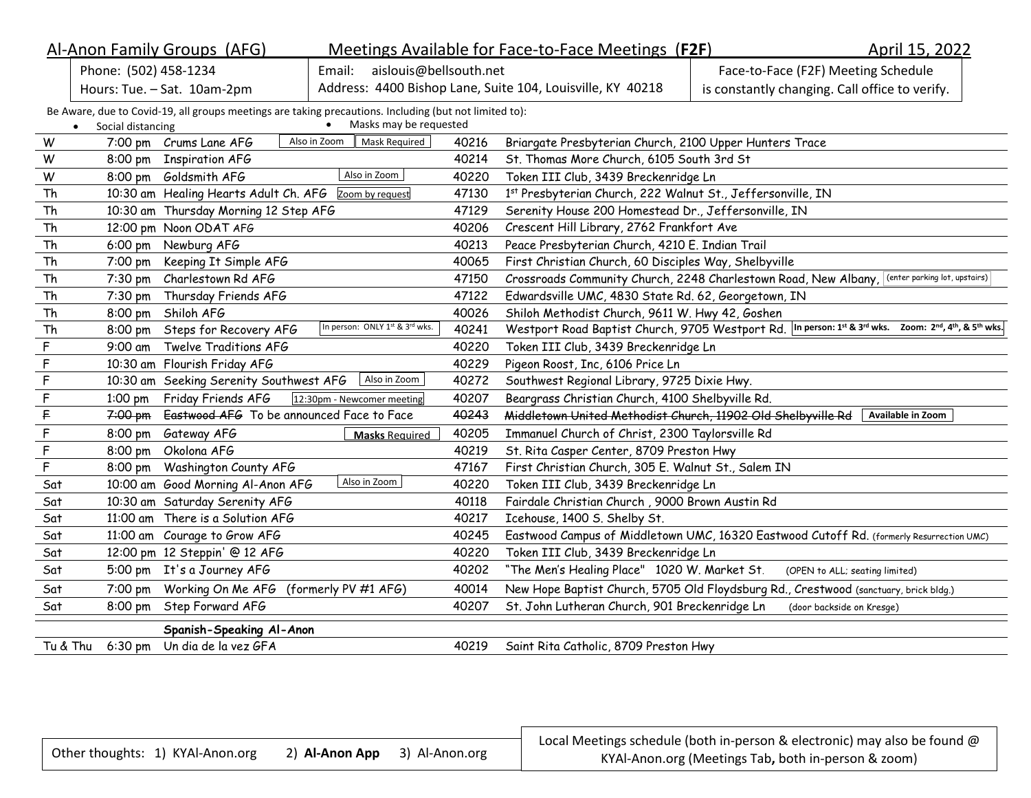Al-Anon Family Groups (AFG) | Meetings Available for Face-to-Face Meetings (**F2F**) | April 15, 2022

| | | |
|---|---|---|
| Phone: (502) 458-1234<br>Hours: Tue. – Sat. 10am-2pm | Email: aislouis@bellsouth.net<br>Address: 4400 Bishop Lane, Suite 104, Louisville, KY 40218 | Face-to-Face (F2F) Meeting Schedule is constantly changing. Call office to verify. |

Be Aware, due to Covid-19, all groups meetings are taking precautions. Including (but not limited to):

- Social distancing
- Masks may be requested

| | | | | | |
|---|---|---|---|---|---|
| W | 7:00 pm | Crums Lane AFG | Also in Zoom; Mask Required | 40216 | Briargate Presbyterian Church, 2100 Upper Hunters Trace |
| W | 8:00 pm | Inspiration AFG | | 40214 | St. Thomas More Church, 6105 South 3rd St |
| W | 8:00 pm | Goldsmith AFG | Also in Zoom | 40220 | Token III Club, 3439 Breckenridge Ln |
| Th | 10:30 am | Healing Hearts Adult Ch. AFG | Zoom by request | 47130 | 1st Presbyterian Church, 222 Walnut St., Jeffersonville, IN |
| Th | 10:30 am | Thursday Morning 12 Step AFG | | 47129 | Serenity House 200 Homestead Dr., Jeffersonville, IN |
| Th | 12:00 pm | Noon ODAT AFG | | 40206 | Crescent Hill Library, 2762 Frankfort Ave |
| Th | 6:00 pm | Newburg AFG | | 40213 | Peace Presbyterian Church, 4210 E. Indian Trail |
| Th | 7:00 pm | Keeping It Simple AFG | | 40065 | First Christian Church, 60 Disciples Way, Shelbyville |
| Th | 7:30 pm | Charlestown Rd AFG | | 47150 | Crossroads Community Church, 2248 Charlestown Road, New Albany, (enter parking lot, upstairs) |
| Th | 7:30 pm | Thursday Friends AFG | | 47122 | Edwardsville UMC, 4830 State Rd. 62, Georgetown, IN |
| Th | 8:00 pm | Shiloh AFG | | 40026 | Shiloh Methodist Church, 9611 W. Hwy 42, Goshen |
| Th | 8:00 pm | Steps for Recovery AFG | In person: ONLY 1st & 3rd wks. | 40241 | Westport Road Baptist Church, 9705 Westport Rd. In person: 1st & 3rd wks. Zoom: 2nd, 4th, & 5th wks. |
| F | 9:00 am | Twelve Traditions AFG | | 40220 | Token III Club, 3439 Breckenridge Ln |
| F | 10:30 am | Flourish Friday AFG | | 40229 | Pigeon Roost, Inc, 6106 Price Ln |
| F | 10:30 am | Seeking Serenity Southwest AFG | Also in Zoom | 40272 | Southwest Regional Library, 9725 Dixie Hwy. |
| F | 1:00 pm | Friday Friends AFG | 12:30pm - Newcomer meeting | 40207 | Beargrass Christian Church, 4100 Shelbyville Rd. |
| ~~F~~ | ~~7:00 pm~~ | ~~Eastwood AFG~~ To be announced Face to Face | | ~~40243~~ | ~~Middletown United Methodist Church, 11902 Old Shelbyville Rd~~ Available in Zoom |
| F | 8:00 pm | Gateway AFG | **Masks** Required | 40205 | Immanuel Church of Christ, 2300 Taylorsville Rd |
| F | 8:00 pm | Okolona AFG | | 40219 | St. Rita Casper Center, 8709 Preston Hwy |
| F | 8:00 pm | Washington County AFG | | 47167 | First Christian Church, 305 E. Walnut St., Salem IN |
| Sat | 10:00 am | Good Morning Al-Anon AFG | Also in Zoom | 40220 | Token III Club, 3439 Breckenridge Ln |
| Sat | 10:30 am | Saturday Serenity AFG | | 40118 | Fairdale Christian Church , 9000 Brown Austin Rd |
| Sat | 11:00 am | There is a Solution AFG | | 40217 | Icehouse, 1400 S. Shelby St. |
| Sat | 11:00 am | Courage to Grow AFG | | 40245 | Eastwood Campus of Middletown UMC, 16320 Eastwood Cutoff Rd. (formerly Resurrection UMC) |
| Sat | 12:00 pm | 12 Steppin' @ 12 AFG | | 40220 | Token III Club, 3439 Breckenridge Ln |
| Sat | 5:00 pm | It's a Journey AFG | | 40202 | "The Men's Healing Place" 1020 W. Market St. (OPEN to ALL; seating limited) |
| Sat | 7:00 pm | Working On Me AFG (formerly PV #1 AFG) | | 40014 | New Hope Baptist Church, 5705 Old Floydsburg Rd., Crestwood (sanctuary, brick bldg.) |
| Sat | 8:00 pm | Step Forward AFG | | 40207 | St. John Lutheran Church, 901 Breckenridge Ln (door backside on Kresge) |
| | | **Spanish-Speaking Al-Anon** | | | |
| Tu & Thu | 6:30 pm | Un dia de la vez GFA | | 40219 | Saint Rita Catholic, 8709 Preston Hwy |

Other thoughts: 1) KYAl-Anon.org 2) **Al-Anon App** 3) Al-Anon.org

Local Meetings schedule (both in-person & electronic) may also be found @ KYAl-Anon.org (Meetings Tab**,** both in-person & zoom)